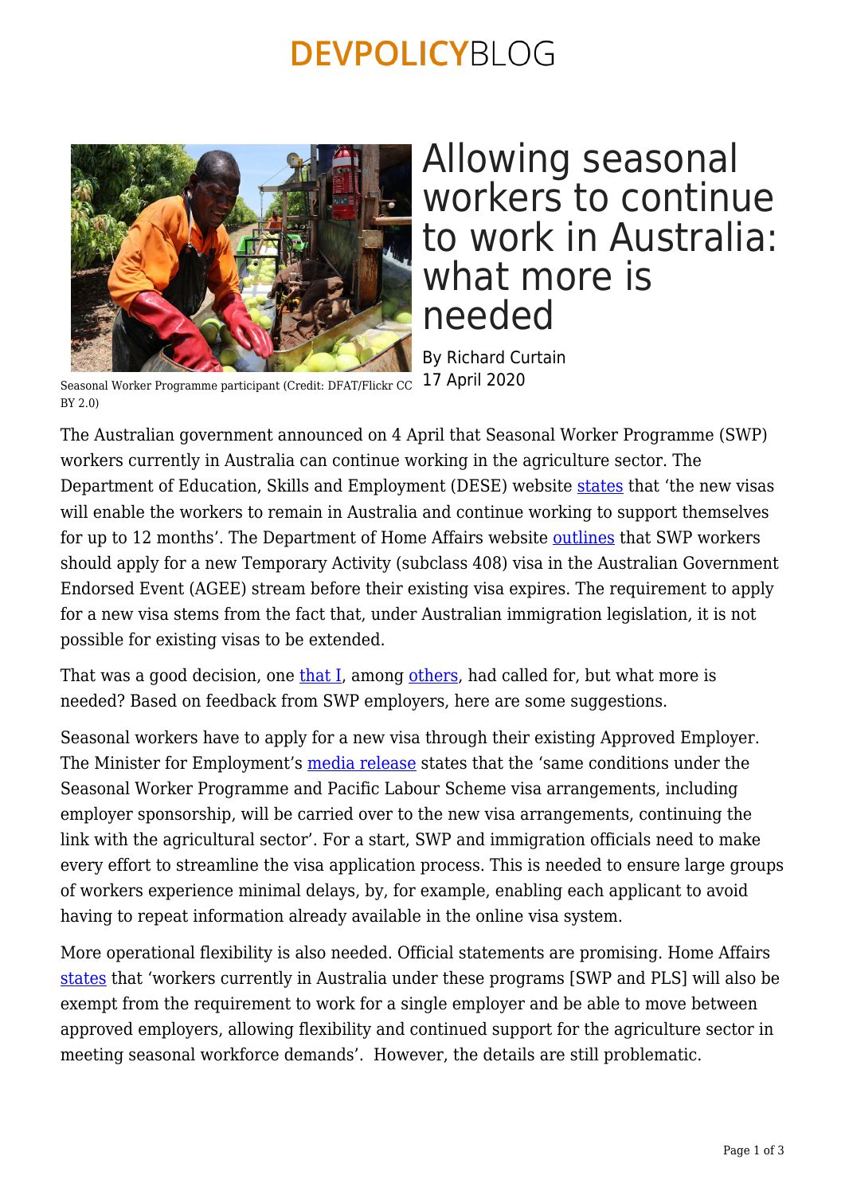# Allowing seasonal workers to continue to work in Australia: what more is needed

By Richard Curtain
17 April 2020

Seasonal Worker Programme participant (Credit: DFAT/Flickr CC BY 2.0)

The Australian government announced on 4 April that Seasonal Worker Programme (SWP) workers currently in Australia can continue working in the agriculture sector. The Department of Education, Skills and Employment (DESE) website states that 'the new visas will enable the workers to remain in Australia and continue working to support themselves for up to 12 months'. The Department of Home Affairs website outlines that SWP workers should apply for a new Temporary Activity (subclass 408) visa in the Australian Government Endorsed Event (AGEE) stream before their existing visa expires. The requirement to apply for a new visa stems from the fact that, under Australian immigration legislation, it is not possible for existing visas to be extended.

That was a good decision, one that I, among others, had called for, but what more is needed? Based on feedback from SWP employers, here are some suggestions.

Seasonal workers have to apply for a new visa through their existing Approved Employer. The Minister for Employment's media release states that the 'same conditions under the Seasonal Worker Programme and Pacific Labour Scheme visa arrangements, including employer sponsorship, will be carried over to the new visa arrangements, continuing the link with the agricultural sector'. For a start, SWP and immigration officials need to make every effort to streamline the visa application process. This is needed to ensure large groups of workers experience minimal delays, by, for example, enabling each applicant to avoid having to repeat information already available in the online visa system.

More operational flexibility is also needed. Official statements are promising. Home Affairs states that 'workers currently in Australia under these programs [SWP and PLS] will also be exempt from the requirement to work for a single employer and be able to move between approved employers, allowing flexibility and continued support for the agriculture sector in meeting seasonal workforce demands'. However, the details are still problematic.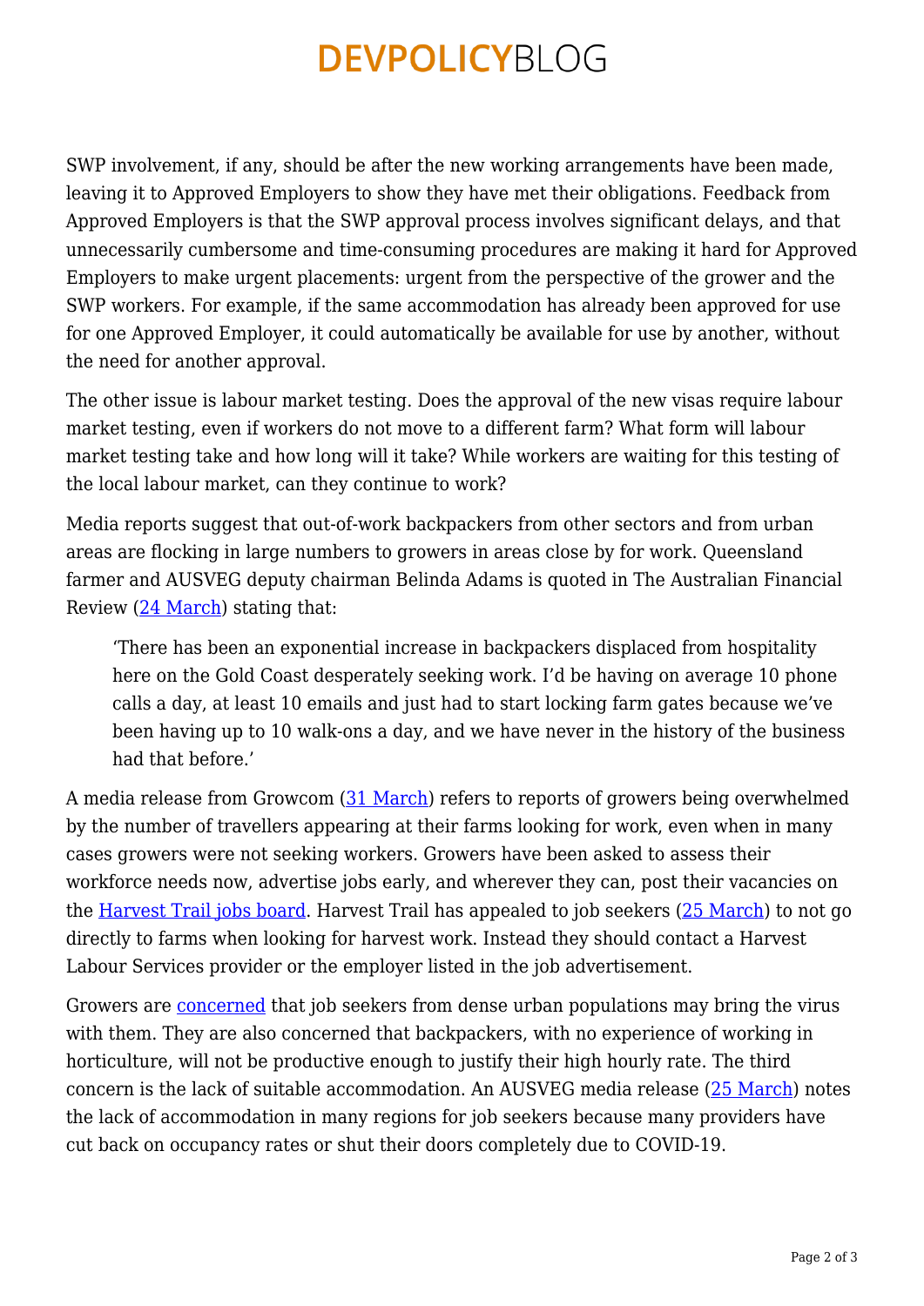SWP involvement, if any, should be after the new working arrangements have been made, leaving it to Approved Employers to show they have met their obligations. Feedback from Approved Employers is that the SWP approval process involves significant delays, and that unnecessarily cumbersome and time-consuming procedures are making it hard for Approved Employers to make urgent placements: urgent from the perspective of the grower and the SWP workers. For example, if the same accommodation has already been approved for use for one Approved Employer, it could automatically be available for use by another, without the need for another approval.

The other issue is labour market testing. Does the approval of the new visas require labour market testing, even if workers do not move to a different farm? What form will labour market testing take and how long will it take? While workers are waiting for this testing of the local labour market, can they continue to work?

Media reports suggest that out-of-work backpackers from other sectors and from urban areas are flocking in large numbers to growers in areas close by for work. Queensland farmer and AUSVEG deputy chairman Belinda Adams is quoted in The Australian Financial Review (24 March) stating that:

> 'There has been an exponential increase in backpackers displaced from hospitality here on the Gold Coast desperately seeking work. I'd be having on average 10 phone calls a day, at least 10 emails and just had to start locking farm gates because we've been having up to 10 walk-ons a day, and we have never in the history of the business had that before.'

A media release from Growcom (31 March) refers to reports of growers being overwhelmed by the number of travellers appearing at their farms looking for work, even when in many cases growers were not seeking workers. Growers have been asked to assess their workforce needs now, advertise jobs early, and wherever they can, post their vacancies on the Harvest Trail jobs board. Harvest Trail has appealed to job seekers (25 March) to not go directly to farms when looking for harvest work. Instead they should contact a Harvest Labour Services provider or the employer listed in the job advertisement.

Growers are concerned that job seekers from dense urban populations may bring the virus with them. They are also concerned that backpackers, with no experience of working in horticulture, will not be productive enough to justify their high hourly rate. The third concern is the lack of suitable accommodation. An AUSVEG media release (25 March) notes the lack of accommodation in many regions for job seekers because many providers have cut back on occupancy rates or shut their doors completely due to COVID-19.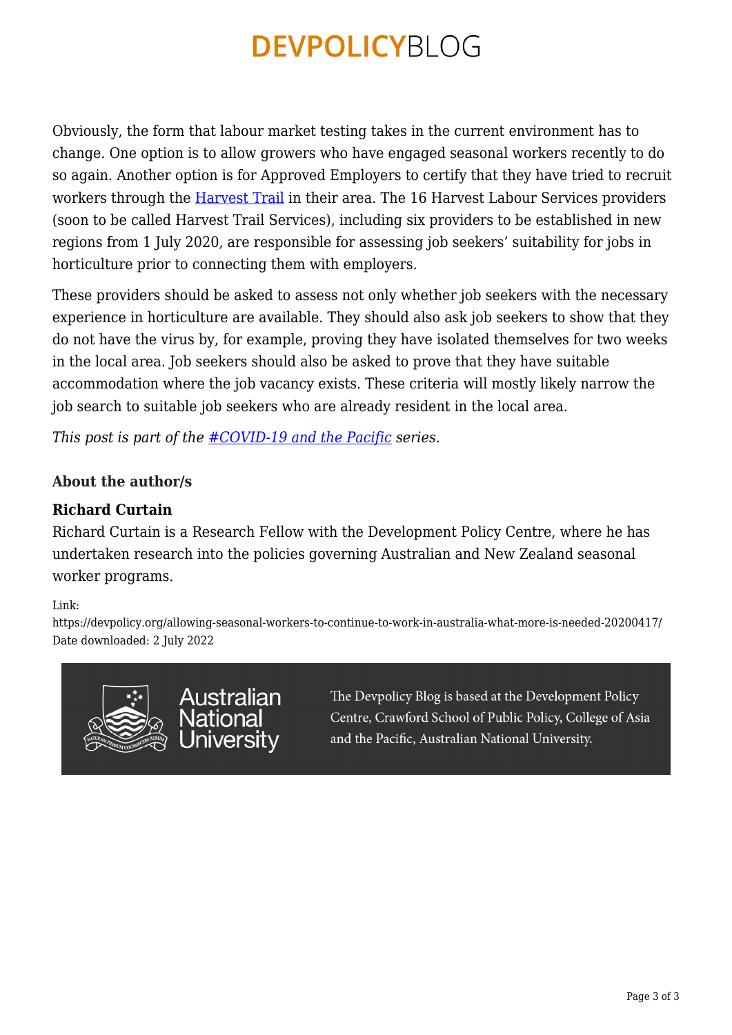Obviously, the form that labour market testing takes in the current environment has to change. One option is to allow growers who have engaged seasonal workers recently to do so again. Another option is for Approved Employers to certify that they have tried to recruit workers through the Harvest Trail in their area. The 16 Harvest Labour Services providers (soon to be called Harvest Trail Services), including six providers to be established in new regions from 1 July 2020, are responsible for assessing job seekers' suitability for jobs in horticulture prior to connecting them with employers.

These providers should be asked to assess not only whether job seekers with the necessary experience in horticulture are available. They should also ask job seekers to show that they do not have the virus by, for example, proving they have isolated themselves for two weeks in the local area. Job seekers should also be asked to prove that they have suitable accommodation where the job vacancy exists. These criteria will mostly likely narrow the job search to suitable job seekers who are already resident in the local area.

*This post is part of the #COVID-19 and the Pacific series.*

#### About the author/s

**Richard Curtain**
Richard Curtain is a Research Fellow with the Development Policy Centre, where he has undertaken research into the policies governing Australian and New Zealand seasonal worker programs.

Link:
https://devpolicy.org/allowing-seasonal-workers-to-continue-to-work-in-australia-what-more-is-needed-20200417/
Date downloaded: 2 July 2022

Australian National University

The Devpolicy Blog is based at the Development Policy Centre, Crawford School of Public Policy, College of Asia and the Pacific, Australian National University.